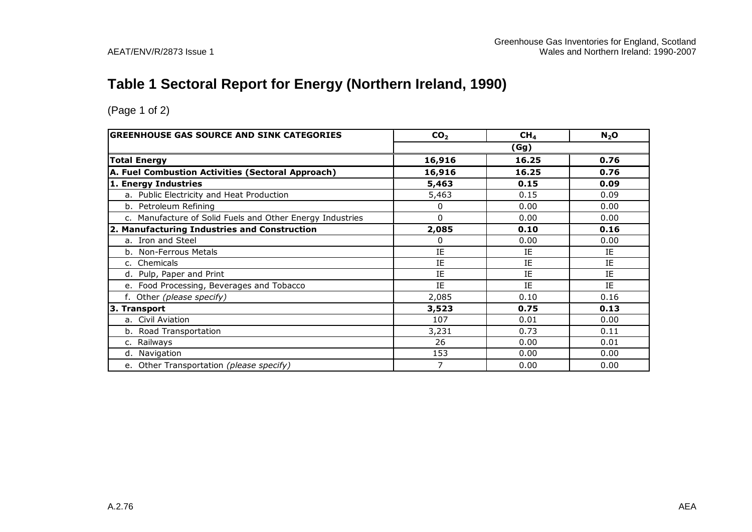# Table 1 Sectoral Report for Energy (Northern Ireland, 1990)

(Page 1 of 2)

| GREENHOUSE GAS SOURCE AND SINK CATEGORIES | $CO_2$ | $CH_4$ | $N_2O$ |
|---|---|---|---|
| | (Gg) | | |
| **Total Energy** | **16,916** | **16.25** | **0.76** |
| **A. Fuel Combustion Activities (Sectoral Approach)** | **16,916** | **16.25** | **0.76** |
| **1. Energy Industries** | **5,463** | **0.15** | **0.09** |
| a. Public Electricity and Heat Production | 5,463 | 0.15 | 0.09 |
| b. Petroleum Refining | 0 | 0.00 | 0.00 |
| c. Manufacture of Solid Fuels and Other Energy Industries | 0 | 0.00 | 0.00 |
| **2. Manufacturing Industries and Construction** | **2,085** | **0.10** | **0.16** |
| a. Iron and Steel | 0 | 0.00 | 0.00 |
| b. Non-Ferrous Metals | IE | IE | IE |
| c. Chemicals | IE | IE | IE |
| d. Pulp, Paper and Print | IE | IE | IE |
| e. Food Processing, Beverages and Tobacco | IE | IE | IE |
| f. Other *(please specify)* | 2,085 | 0.10 | 0.16 |
| **3. Transport** | **3,523** | **0.75** | **0.13** |
| a. Civil Aviation | 107 | 0.01 | 0.00 |
| b. Road Transportation | 3,231 | 0.73 | 0.11 |
| c. Railways | 26 | 0.00 | 0.01 |
| d. Navigation | 153 | 0.00 | 0.00 |
| e. Other Transportation *(please specify)* | 7 | 0.00 | 0.00 |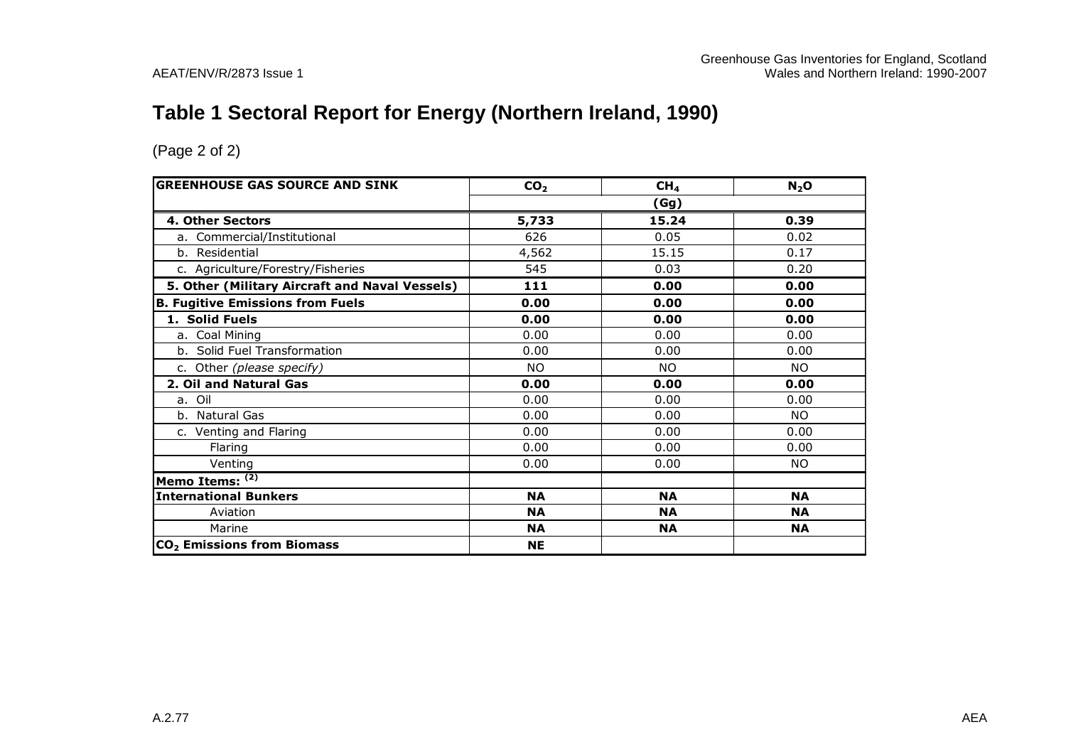# Table 1 Sectoral Report for Energy (Northern Ireland, 1990)

(Page 2 of 2)

| GREENHOUSE GAS SOURCE AND SINK | $CO_2$ | $CH_4$ | $N_2O$ |
|---|---|---|---|
| | | (Gg) | |
| **4. Other Sectors** | **5,733** | **15.24** | **0.39** |
| a. Commercial/Institutional | 626 | 0.05 | 0.02 |
| b. Residential | 4,562 | 15.15 | 0.17 |
| c. Agriculture/Forestry/Fisheries | 545 | 0.03 | 0.20 |
| **5. Other (Military Aircraft and Naval Vessels)** | **111** | **0.00** | **0.00** |
| **B. Fugitive Emissions from Fuels** | **0.00** | **0.00** | **0.00** |
| **1. Solid Fuels** | **0.00** | **0.00** | **0.00** |
| a. Coal Mining | 0.00 | 0.00 | 0.00 |
| b. Solid Fuel Transformation | 0.00 | 0.00 | 0.00 |
| c. Other *(please specify)* | NO | NO | NO |
| **2. Oil and Natural Gas** | **0.00** | **0.00** | **0.00** |
| a. Oil | 0.00 | 0.00 | 0.00 |
| b. Natural Gas | 0.00 | 0.00 | NO |
| c. Venting and Flaring | 0.00 | 0.00 | 0.00 |
| Flaring | 0.00 | 0.00 | 0.00 |
| Venting | 0.00 | 0.00 | NO |
| **Memo Items: (2)** | | | |
| **International Bunkers** | **NA** | **NA** | **NA** |
| Aviation | **NA** | **NA** | **NA** |
| Marine | **NA** | **NA** | **NA** |
| **$CO_2$ Emissions from Biomass** | **NE** | | |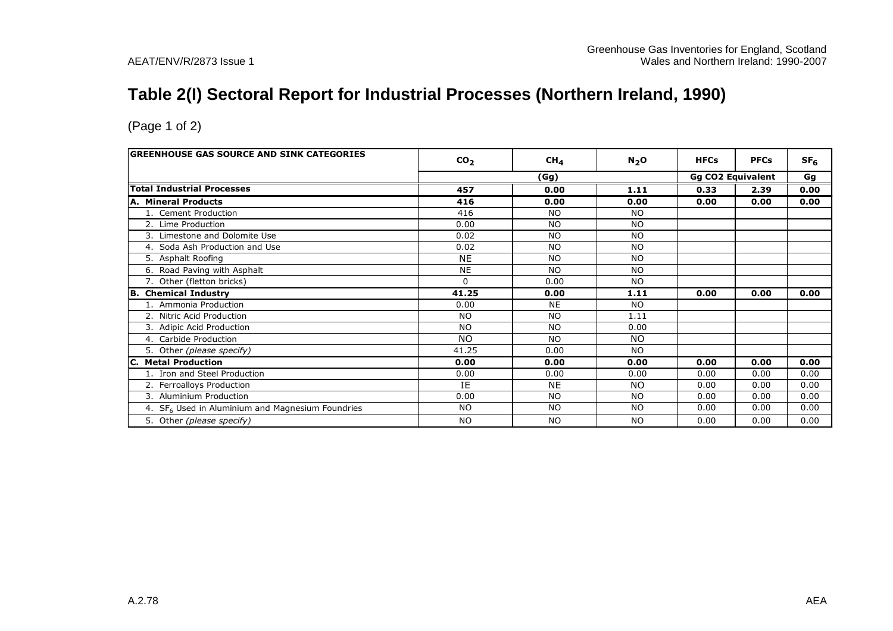# Table 2(I) Sectoral Report for Industrial Processes (Northern Ireland, 1990)

(Page 1 of 2)

| GREENHOUSE GAS SOURCE AND SINK CATEGORIES | $CO_2$ | $CH_4$ | $N_2O$ | HFCs | PFCs | $SF_6$ |
|---|---|---|---|---|---|---|
| | (Gg) | | | Gg CO2 Equivalent | | Gg |
| **Total Industrial Processes** | **457** | **0.00** | **1.11** | **0.33** | **2.39** | **0.00** |
| **A. Mineral Products** | **416** | **0.00** | **0.00** | **0.00** | **0.00** | **0.00** |
| 1. Cement Production | 416 | NO | NO | | | |
| 2. Lime Production | 0.00 | NO | NO | | | |
| 3. Limestone and Dolomite Use | 0.02 | NO | NO | | | |
| 4. Soda Ash Production and Use | 0.02 | NO | NO | | | |
| 5. Asphalt Roofing | NE | NO | NO | | | |
| 6. Road Paving with Asphalt | NE | NO | NO | | | |
| 7. Other (fletton bricks) | 0 | 0.00 | NO | | | |
| **B. Chemical Industry** | **41.25** | **0.00** | **1.11** | **0.00** | **0.00** | **0.00** |
| 1. Ammonia Production | 0.00 | NE | NO | | | |
| 2. Nitric Acid Production | NO | NO | 1.11 | | | |
| 3. Adipic Acid Production | NO | NO | 0.00 | | | |
| 4. Carbide Production | NO | NO | NO | | | |
| 5. Other *(please specify)* | 41.25 | 0.00 | NO | | | |
| **C. Metal Production** | **0.00** | **0.00** | **0.00** | **0.00** | **0.00** | **0.00** |
| 1. Iron and Steel Production | 0.00 | 0.00 | 0.00 | 0.00 | 0.00 | 0.00 |
| 2. Ferroalloys Production | IE | NE | NO | 0.00 | 0.00 | 0.00 |
| 3. Aluminium Production | 0.00 | NO | NO | 0.00 | 0.00 | 0.00 |
| 4. $SF_6$ Used in Aluminium and Magnesium Foundries | NO | NO | NO | 0.00 | 0.00 | 0.00 |
| 5. Other *(please specify)* | NO | NO | NO | 0.00 | 0.00 | 0.00 |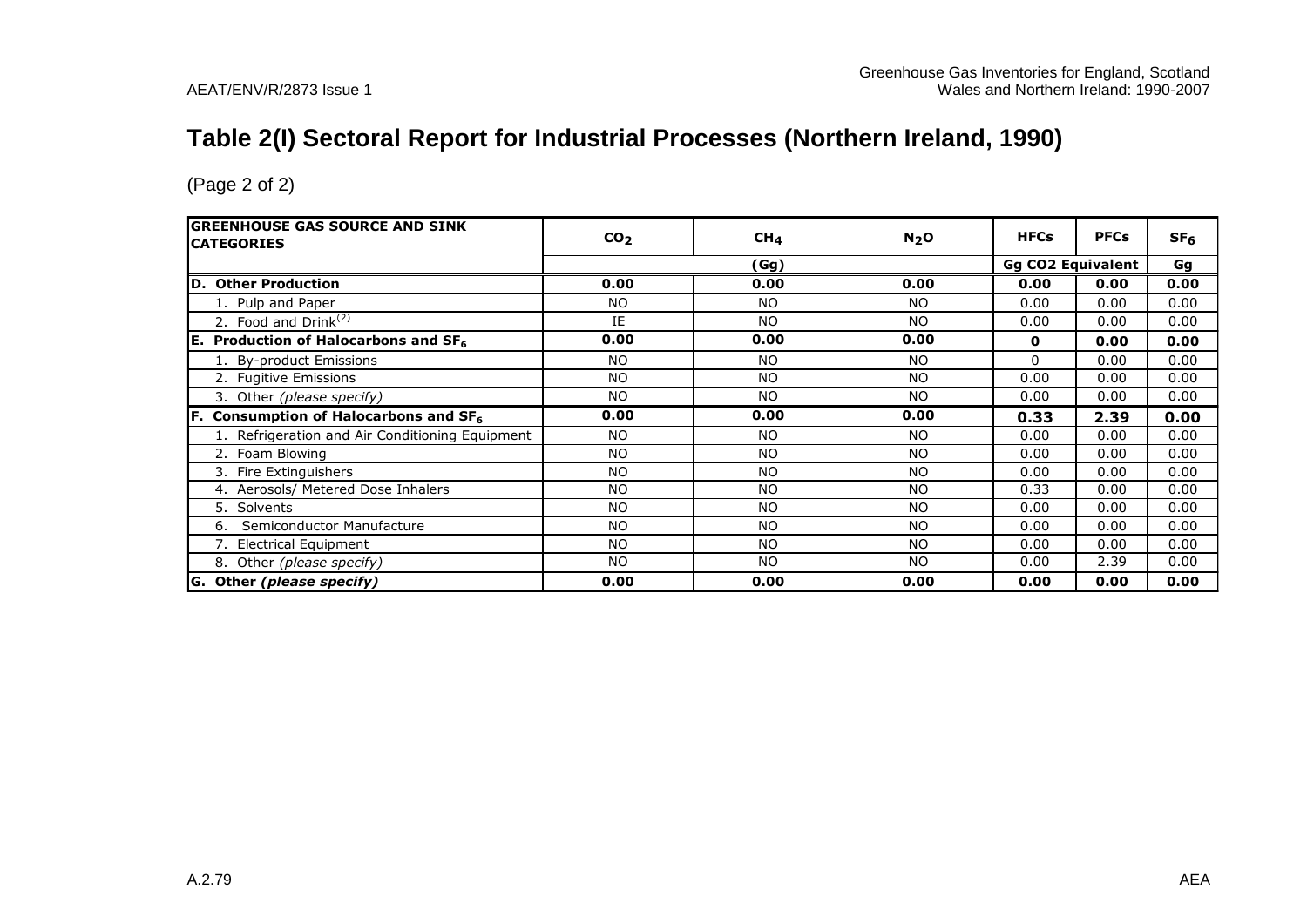# Table 2(I) Sectoral Report for Industrial Processes (Northern Ireland, 1990)

(Page 2 of 2)

| GREENHOUSE GAS SOURCE AND SINK CATEGORIES | $CO_2$ | $CH_4$ | $N_2O$ | HFCs | PFCs | $SF_6$ |
|---|---|---|---|---|---|---|
| | (Gg) | | | Gg CO2 Equivalent | | Gg |
| **D. Other Production** | **0.00** | **0.00** | **0.00** | **0.00** | **0.00** | **0.00** |
| 1. Pulp and Paper | NO | NO | NO | 0.00 | 0.00 | 0.00 |
| 2. Food and Drink[(2)] | IE | NO | NO | 0.00 | 0.00 | 0.00 |
| **E. Production of Halocarbons and $SF_6$** | **0.00** | **0.00** | **0.00** | **0** | **0.00** | **0.00** |
| 1. By-product Emissions | NO | NO | NO | 0 | 0.00 | 0.00 |
| 2. Fugitive Emissions | NO | NO | NO | 0.00 | 0.00 | 0.00 |
| 3. Other *(please specify)* | NO | NO | NO | 0.00 | 0.00 | 0.00 |
| **F. Consumption of Halocarbons and $SF_6$** | **0.00** | **0.00** | **0.00** | **0.33** | **2.39** | **0.00** |
| 1. Refrigeration and Air Conditioning Equipment | NO | NO | NO | 0.00 | 0.00 | 0.00 |
| 2. Foam Blowing | NO | NO | NO | 0.00 | 0.00 | 0.00 |
| 3. Fire Extinguishers | NO | NO | NO | 0.00 | 0.00 | 0.00 |
| 4. Aerosols/ Metered Dose Inhalers | NO | NO | NO | 0.33 | 0.00 | 0.00 |
| 5. Solvents | NO | NO | NO | 0.00 | 0.00 | 0.00 |
| 6. Semiconductor Manufacture | NO | NO | NO | 0.00 | 0.00 | 0.00 |
| 7. Electrical Equipment | NO | NO | NO | 0.00 | 0.00 | 0.00 |
| 8. Other *(please specify)* | NO | NO | NO | 0.00 | 2.39 | 0.00 |
| **G. Other *(please specify)*** | **0.00** | **0.00** | **0.00** | **0.00** | **0.00** | **0.00** |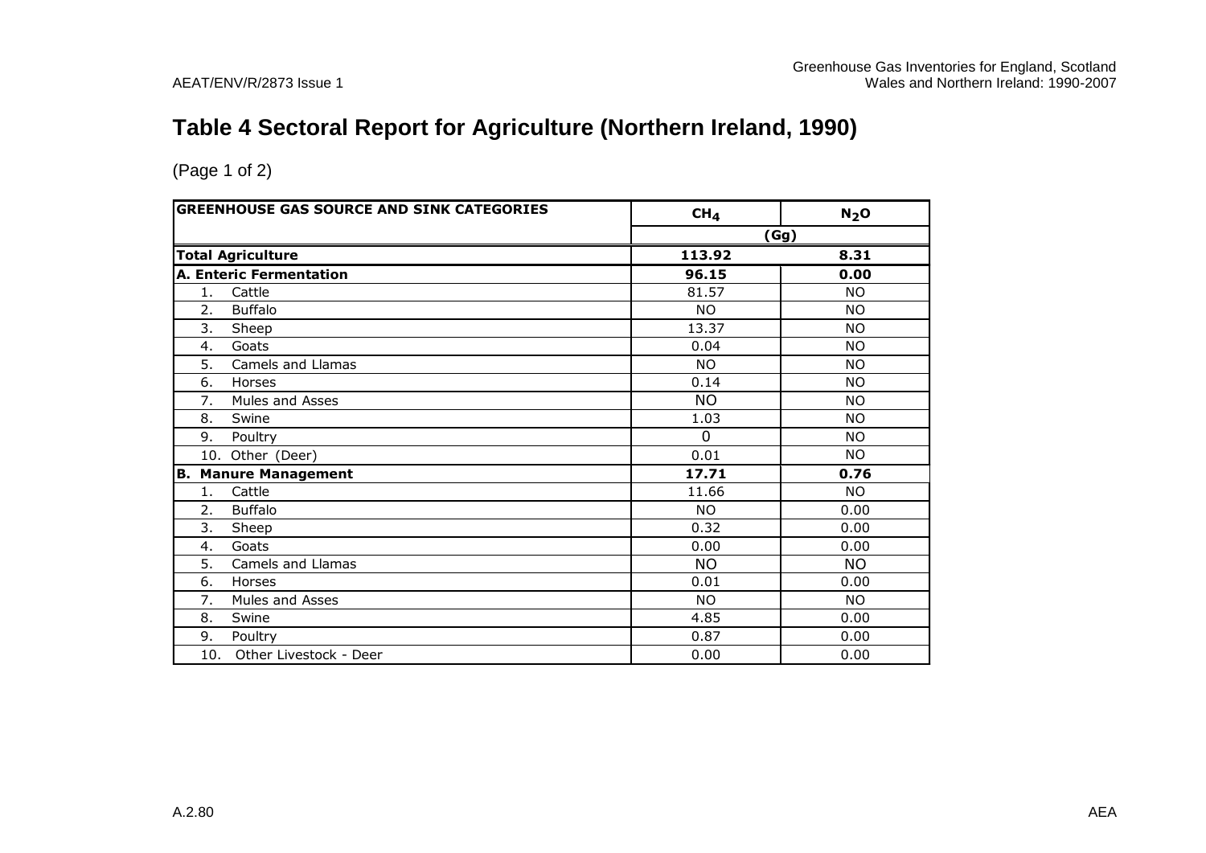# Table 4 Sectoral Report for Agriculture (Northern Ireland, 1990)

(Page 1 of 2)

| GREENHOUSE GAS SOURCE AND SINK CATEGORIES | $CH_4$ | $N_2O$ |
|---|---|---|
| | (Gg) | |
| **Total Agriculture** | **113.92** | **8.31** |
| **A. Enteric Fermentation** | **96.15** | **0.00** |
| 1. Cattle | 81.57 | NO |
| 2. Buffalo | NO | NO |
| 3. Sheep | 13.37 | NO |
| 4. Goats | 0.04 | NO |
| 5. Camels and Llamas | NO | NO |
| 6. Horses | 0.14 | NO |
| 7. Mules and Asses | NO | NO |
| 8. Swine | 1.03 | NO |
| 9. Poultry | 0 | NO |
| 10. Other (Deer) | 0.01 | NO |
| **B. Manure Management** | **17.71** | **0.76** |
| 1. Cattle | 11.66 | NO |
| 2. Buffalo | NO | 0.00 |
| 3. Sheep | 0.32 | 0.00 |
| 4. Goats | 0.00 | 0.00 |
| 5. Camels and Llamas | NO | NO |
| 6. Horses | 0.01 | 0.00 |
| 7. Mules and Asses | NO | NO |
| 8. Swine | 4.85 | 0.00 |
| 9. Poultry | 0.87 | 0.00 |
| 10. Other Livestock - Deer | 0.00 | 0.00 |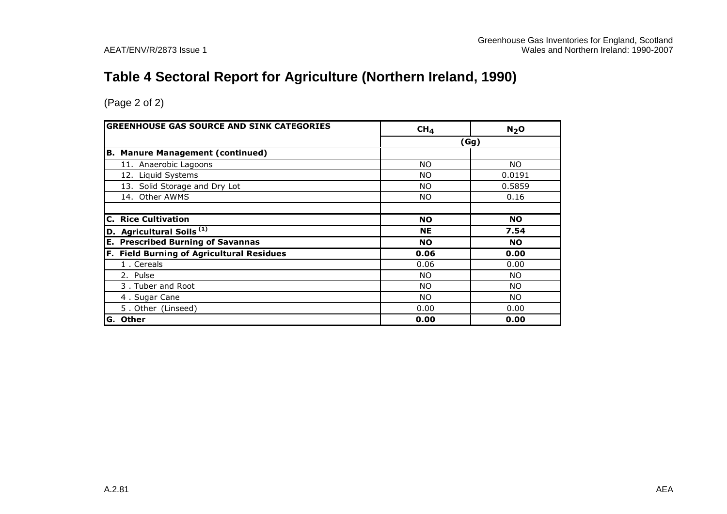# Table 4 Sectoral Report for Agriculture (Northern Ireland, 1990)

(Page 2 of 2)

| GREENHOUSE GAS SOURCE AND SINK CATEGORIES | $CH_4$ | $N_2O$ |
|---|---|---|
| | (Gg) | |
| **B. Manure Management (continued)** | | |
| 11. Anaerobic Lagoons | NO | NO |
| 12. Liquid Systems | NO | 0.0191 |
| 13. Solid Storage and Dry Lot | NO | 0.5859 |
| 14. Other AWMS | NO | 0.16 |
| | | |
| **C. Rice Cultivation** | **NO** | **NO** |
| **D. Agricultural Soils (1)** | **NE** | **7.54** |
| **E. Prescribed Burning of Savannas** | **NO** | **NO** |
| **F. Field Burning of Agricultural Residues** | **0.06** | **0.00** |
| 1 . Cereals | 0.06 | 0.00 |
| 2. Pulse | NO | NO |
| 3 . Tuber and Root | NO | NO |
| 4 . Sugar Cane | NO | NO |
| 5 . Other (Linseed) | 0.00 | 0.00 |
| **G. Other** | **0.00** | **0.00** |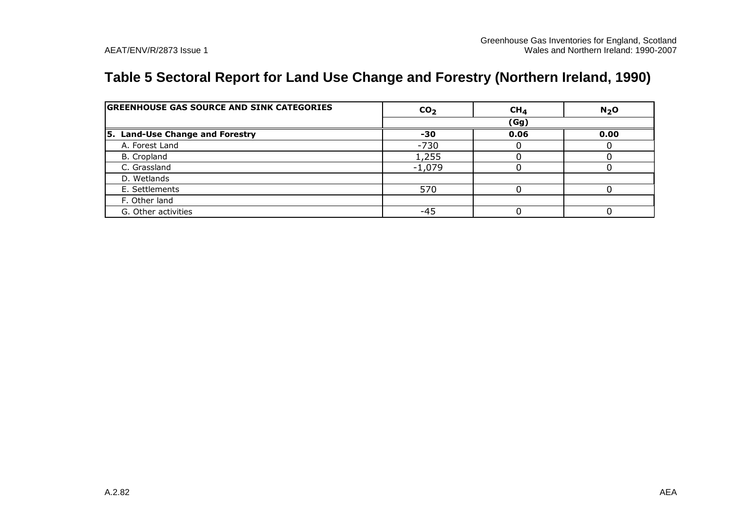# Table 5 Sectoral Report for Land Use Change and Forestry (Northern Ireland, 1990)

| GREENHOUSE GAS SOURCE AND SINK CATEGORIES | $CO_2$ | $CH_4$ | $N_2O$ |
|---|---|---|---|
| | | (Gg) | |
| **5. Land-Use Change and Forestry** | **-30** | **0.06** | **0.00** |
| A. Forest Land | -730 | 0 | 0 |
| B. Cropland | 1,255 | 0 | 0 |
| C. Grassland | -1,079 | 0 | 0 |
| D. Wetlands | | | |
| E. Settlements | 570 | 0 | 0 |
| F. Other land | | | |
| G. Other activities | -45 | 0 | 0 |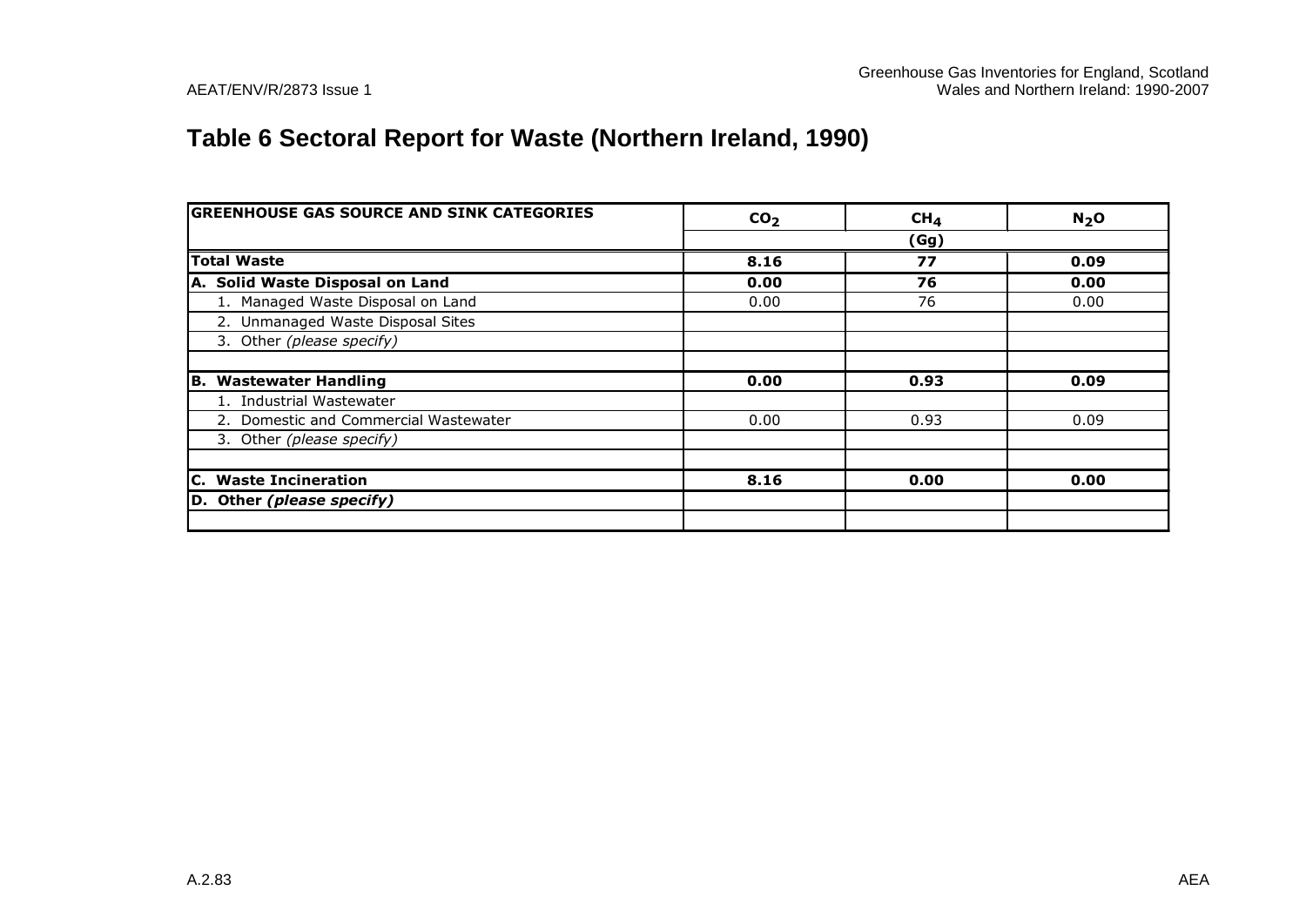# Table 6 Sectoral Report for Waste (Northern Ireland, 1990)

| GREENHOUSE GAS SOURCE AND SINK CATEGORIES | $CO_2$ | $CH_4$ | $N_2O$ |
|---|---|---|---|
| | (Gg) | | |
| **Total Waste** | **8.16** | **77** | **0.09** |
| **A. Solid Waste Disposal on Land** | **0.00** | **76** | **0.00** |
| 1. Managed Waste Disposal on Land | 0.00 | 76 | 0.00 |
| 2. Unmanaged Waste Disposal Sites | | | |
| 3. Other *(please specify)* | | | |
| | | | |
| **B. Wastewater Handling** | **0.00** | **0.93** | **0.09** |
| 1. Industrial Wastewater | | | |
| 2. Domestic and Commercial Wastewater | 0.00 | 0.93 | 0.09 |
| 3. Other *(please specify)* | | | |
| | | | |
| **C. Waste Incineration** | **8.16** | **0.00** | **0.00** |
| **D. Other *(please specify)*** | | | |
| | | | |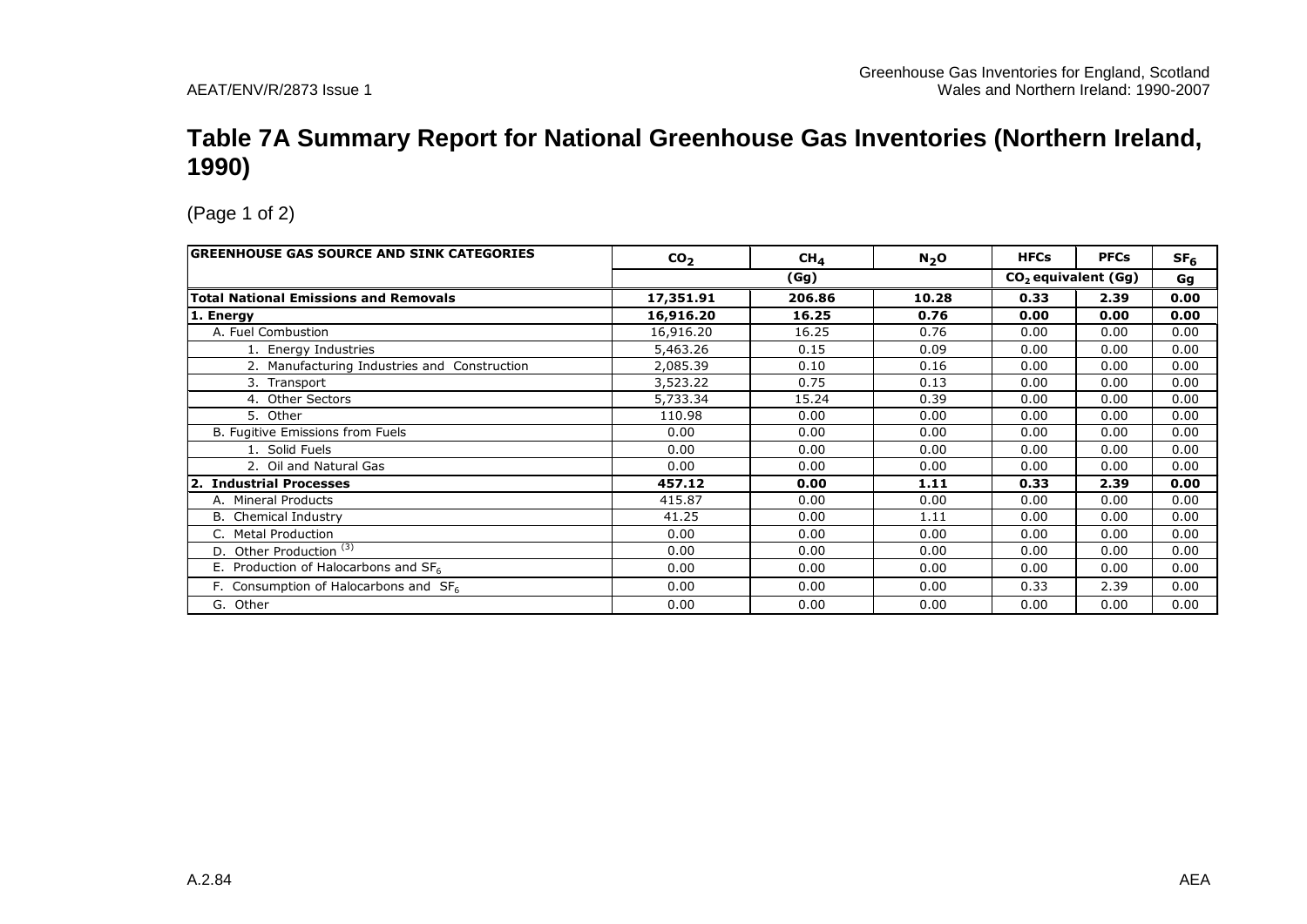# Table 7A Summary Report for National Greenhouse Gas Inventories (Northern Ireland, 1990)

(Page 1 of 2)

| GREENHOUSE GAS SOURCE AND SINK CATEGORIES | $CO_2$ | $CH_4$ | $N_2O$ | HFCs | PFCs | $SF_6$ |
|---|---|---|---|---|---|---|
| | (Gg) | | | $CO_2$ equivalent (Gg) | | Gg |
| **Total National Emissions and Removals** | **17,351.91** | **206.86** | **10.28** | **0.33** | **2.39** | **0.00** |
| **1. Energy** | **16,916.20** | **16.25** | **0.76** | **0.00** | **0.00** | **0.00** |
| A. Fuel Combustion | 16,916.20 | 16.25 | 0.76 | 0.00 | 0.00 | 0.00 |
| 1. Energy Industries | 5,463.26 | 0.15 | 0.09 | 0.00 | 0.00 | 0.00 |
| 2. Manufacturing Industries and Construction | 2,085.39 | 0.10 | 0.16 | 0.00 | 0.00 | 0.00 |
| 3. Transport | 3,523.22 | 0.75 | 0.13 | 0.00 | 0.00 | 0.00 |
| 4. Other Sectors | 5,733.34 | 15.24 | 0.39 | 0.00 | 0.00 | 0.00 |
| 5. Other | 110.98 | 0.00 | 0.00 | 0.00 | 0.00 | 0.00 |
| B. Fugitive Emissions from Fuels | 0.00 | 0.00 | 0.00 | 0.00 | 0.00 | 0.00 |
| 1. Solid Fuels | 0.00 | 0.00 | 0.00 | 0.00 | 0.00 | 0.00 |
| 2. Oil and Natural Gas | 0.00 | 0.00 | 0.00 | 0.00 | 0.00 | 0.00 |
| **2. Industrial Processes** | **457.12** | **0.00** | **1.11** | **0.33** | **2.39** | **0.00** |
| A. Mineral Products | 415.87 | 0.00 | 0.00 | 0.00 | 0.00 | 0.00 |
| B. Chemical Industry | 41.25 | 0.00 | 1.11 | 0.00 | 0.00 | 0.00 |
| C. Metal Production | 0.00 | 0.00 | 0.00 | 0.00 | 0.00 | 0.00 |
| D. Other Production (3) | 0.00 | 0.00 | 0.00 | 0.00 | 0.00 | 0.00 |
| E. Production of Halocarbons and $SF_6$ | 0.00 | 0.00 | 0.00 | 0.00 | 0.00 | 0.00 |
| F. Consumption of Halocarbons and $SF_6$ | 0.00 | 0.00 | 0.00 | 0.33 | 2.39 | 0.00 |
| G. Other | 0.00 | 0.00 | 0.00 | 0.00 | 0.00 | 0.00 |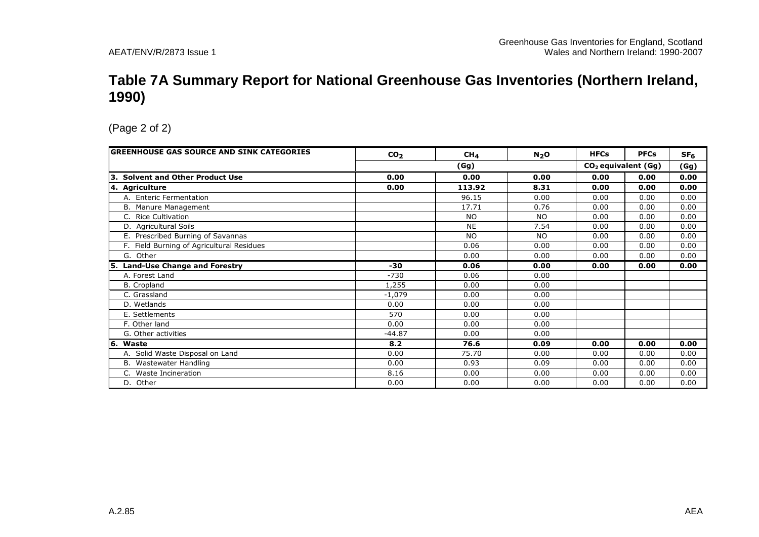# Table 7A Summary Report for National Greenhouse Gas Inventories (Northern Ireland, 1990)

(Page 2 of 2)

| GREENHOUSE GAS SOURCE AND SINK CATEGORIES | $CO_2$ | $CH_4$ | $N_2O$ | HFCs | PFCs | $SF_6$ |
|---|---|---|---|---|---|---|
| | (Gg) | | | $CO_2$ equivalent (Gg) | | (Gg) |
| **3. Solvent and Other Product Use** | **0.00** | **0.00** | **0.00** | **0.00** | **0.00** | **0.00** |
| **4. Agriculture** | **0.00** | **113.92** | **8.31** | **0.00** | **0.00** | **0.00** |
| A. Enteric Fermentation | | 96.15 | 0.00 | 0.00 | 0.00 | 0.00 |
| B. Manure Management | | 17.71 | 0.76 | 0.00 | 0.00 | 0.00 |
| C. Rice Cultivation | | NO | NO | 0.00 | 0.00 | 0.00 |
| D. Agricultural Soils | | NE | 7.54 | 0.00 | 0.00 | 0.00 |
| E. Prescribed Burning of Savannas | | NO | NO | 0.00 | 0.00 | 0.00 |
| F. Field Burning of Agricultural Residues | | 0.06 | 0.00 | 0.00 | 0.00 | 0.00 |
| G. Other | | 0.00 | 0.00 | 0.00 | 0.00 | 0.00 |
| **5. Land-Use Change and Forestry** | **-30** | **0.06** | **0.00** | **0.00** | **0.00** | **0.00** |
| A. Forest Land | -730 | 0.06 | 0.00 | | | |
| B. Cropland | 1,255 | 0.00 | 0.00 | | | |
| C. Grassland | -1,079 | 0.00 | 0.00 | | | |
| D. Wetlands | 0.00 | 0.00 | 0.00 | | | |
| E. Settlements | 570 | 0.00 | 0.00 | | | |
| F. Other land | 0.00 | 0.00 | 0.00 | | | |
| G. Other activities | -44.87 | 0.00 | 0.00 | | | |
| **6. Waste** | **8.2** | **76.6** | **0.09** | **0.00** | **0.00** | **0.00** |
| A. Solid Waste Disposal on Land | 0.00 | 75.70 | 0.00 | 0.00 | 0.00 | 0.00 |
| B. Wastewater Handling | 0.00 | 0.93 | 0.09 | 0.00 | 0.00 | 0.00 |
| C. Waste Incineration | 8.16 | 0.00 | 0.00 | 0.00 | 0.00 | 0.00 |
| D. Other | 0.00 | 0.00 | 0.00 | 0.00 | 0.00 | 0.00 |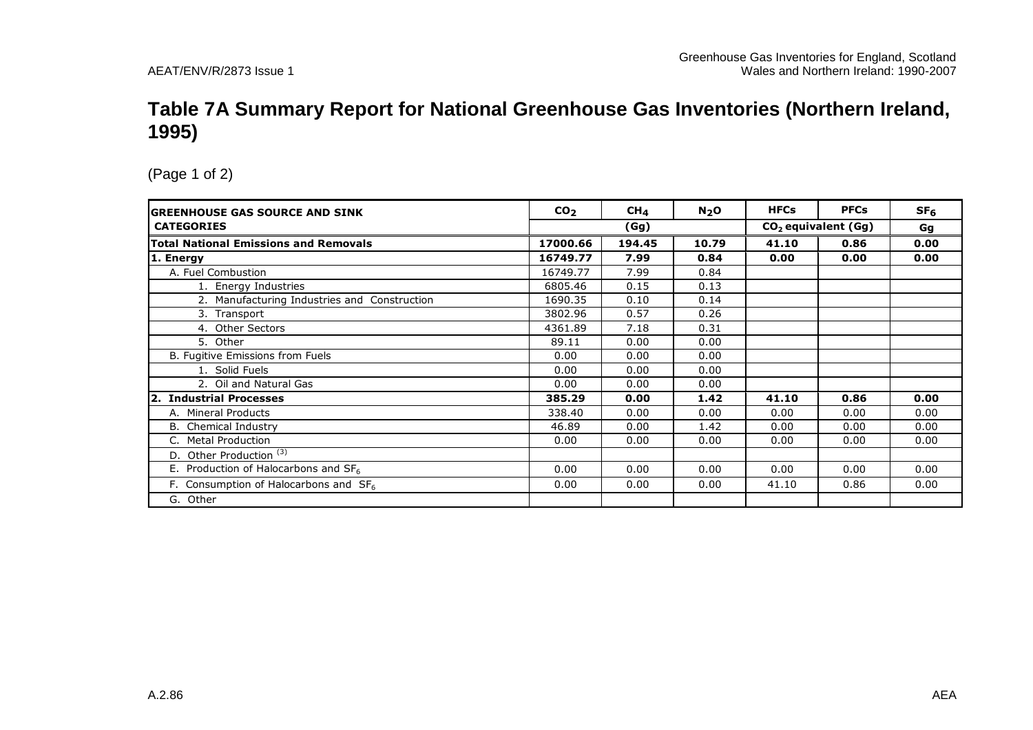# Table 7A Summary Report for National Greenhouse Gas Inventories (Northern Ireland, 1995)

(Page 1 of 2)

| GREENHOUSE GAS SOURCE AND SINK CATEGORIES | $CO_2$ | $CH_4$ | $N_2O$ | HFCs | PFCs | $SF_6$ |
|---|---|---|---|---|---|---|
| | (Gg) | | | $CO_2$ equivalent (Gg) | | Gg |
| **Total National Emissions and Removals** | **17000.66** | **194.45** | **10.79** | **41.10** | **0.86** | **0.00** |
| **1. Energy** | **16749.77** | **7.99** | **0.84** | **0.00** | **0.00** | **0.00** |
| A. Fuel Combustion | 16749.77 | 7.99 | 0.84 | | | |
| 1. Energy Industries | 6805.46 | 0.15 | 0.13 | | | |
| 2. Manufacturing Industries and Construction | 1690.35 | 0.10 | 0.14 | | | |
| 3. Transport | 3802.96 | 0.57 | 0.26 | | | |
| 4. Other Sectors | 4361.89 | 7.18 | 0.31 | | | |
| 5. Other | 89.11 | 0.00 | 0.00 | | | |
| B. Fugitive Emissions from Fuels | 0.00 | 0.00 | 0.00 | | | |
| 1. Solid Fuels | 0.00 | 0.00 | 0.00 | | | |
| 2. Oil and Natural Gas | 0.00 | 0.00 | 0.00 | | | |
| **2. Industrial Processes** | **385.29** | **0.00** | **1.42** | **41.10** | **0.86** | **0.00** |
| A. Mineral Products | 338.40 | 0.00 | 0.00 | 0.00 | 0.00 | 0.00 |
| B. Chemical Industry | 46.89 | 0.00 | 1.42 | 0.00 | 0.00 | 0.00 |
| C. Metal Production | 0.00 | 0.00 | 0.00 | 0.00 | 0.00 | 0.00 |
| D. Other Production [(3)] | | | | | | |
| E. Production of Halocarbons and $SF_6$ | 0.00 | 0.00 | 0.00 | 0.00 | 0.00 | 0.00 |
| F. Consumption of Halocarbons and $SF_6$ | 0.00 | 0.00 | 0.00 | 41.10 | 0.86 | 0.00 |
| G. Other | | | | | | |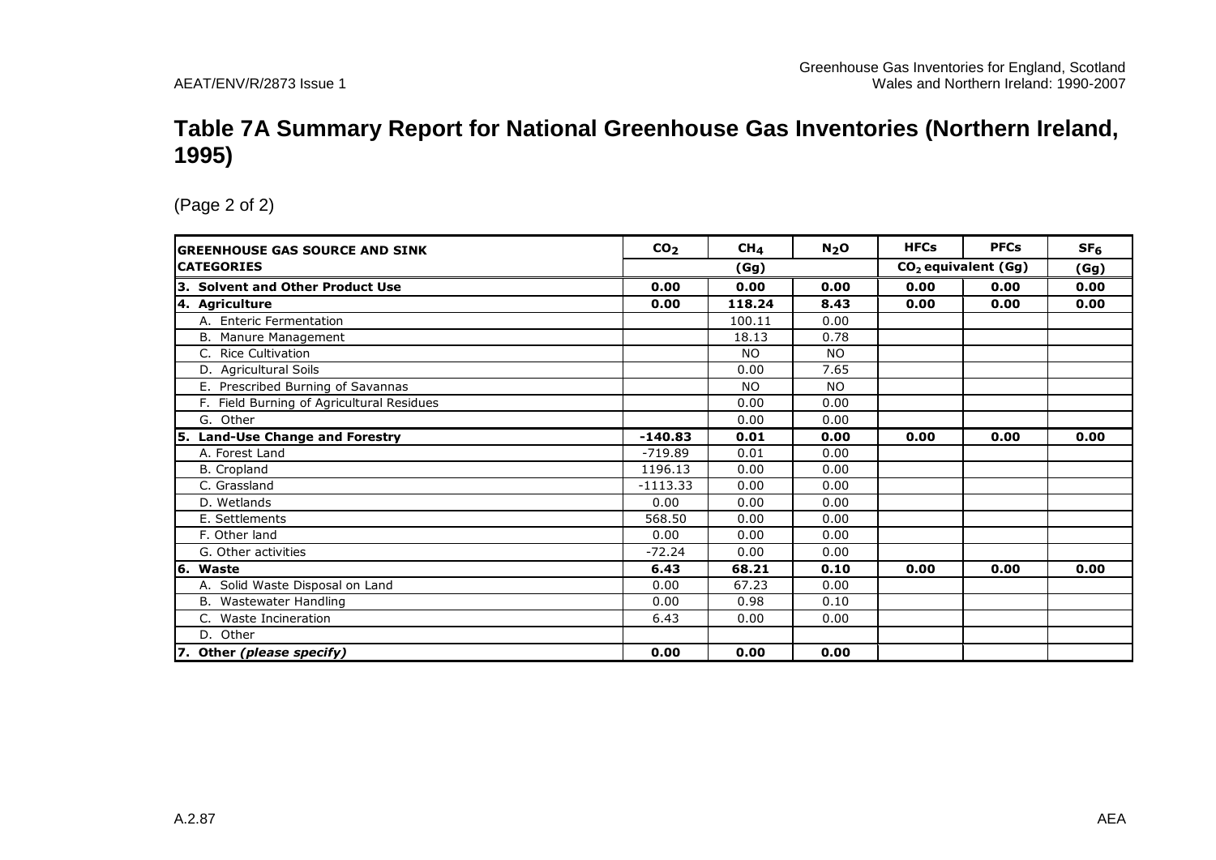# Table 7A Summary Report for National Greenhouse Gas Inventories (Northern Ireland, 1995)

(Page 2 of 2)

| GREENHOUSE GAS SOURCE AND SINK CATEGORIES | $CO_2$ | $CH_4$ | $N_2O$ | HFCs | PFCs | $SF_6$ |
|---|---|---|---|---|---|---|
| | (Gg) | | | $CO_2$ equivalent (Gg) | | (Gg) |
| **3. Solvent and Other Product Use** | **0.00** | **0.00** | **0.00** | **0.00** | **0.00** | **0.00** |
| **4. Agriculture** | **0.00** | **118.24** | **8.43** | **0.00** | **0.00** | **0.00** |
| A. Enteric Fermentation | | 100.11 | 0.00 | | | |
| B. Manure Management | | 18.13 | 0.78 | | | |
| C. Rice Cultivation | | NO | NO | | | |
| D. Agricultural Soils | | 0.00 | 7.65 | | | |
| E. Prescribed Burning of Savannas | | NO | NO | | | |
| F. Field Burning of Agricultural Residues | | 0.00 | 0.00 | | | |
| G. Other | | 0.00 | 0.00 | | | |
| **5. Land-Use Change and Forestry** | **-140.83** | **0.01** | **0.00** | **0.00** | **0.00** | **0.00** |
| A. Forest Land | -719.89 | 0.01 | 0.00 | | | |
| B. Cropland | 1196.13 | 0.00 | 0.00 | | | |
| C. Grassland | -1113.33 | 0.00 | 0.00 | | | |
| D. Wetlands | 0.00 | 0.00 | 0.00 | | | |
| E. Settlements | 568.50 | 0.00 | 0.00 | | | |
| F. Other land | 0.00 | 0.00 | 0.00 | | | |
| G. Other activities | -72.24 | 0.00 | 0.00 | | | |
| **6. Waste** | **6.43** | **68.21** | **0.10** | **0.00** | **0.00** | **0.00** |
| A. Solid Waste Disposal on Land | 0.00 | 67.23 | 0.00 | | | |
| B. Wastewater Handling | 0.00 | 0.98 | 0.10 | | | |
| C. Waste Incineration | 6.43 | 0.00 | 0.00 | | | |
| D. Other | | | | | | |
| **7. Other *(please specify)*** | **0.00** | **0.00** | **0.00** | | | |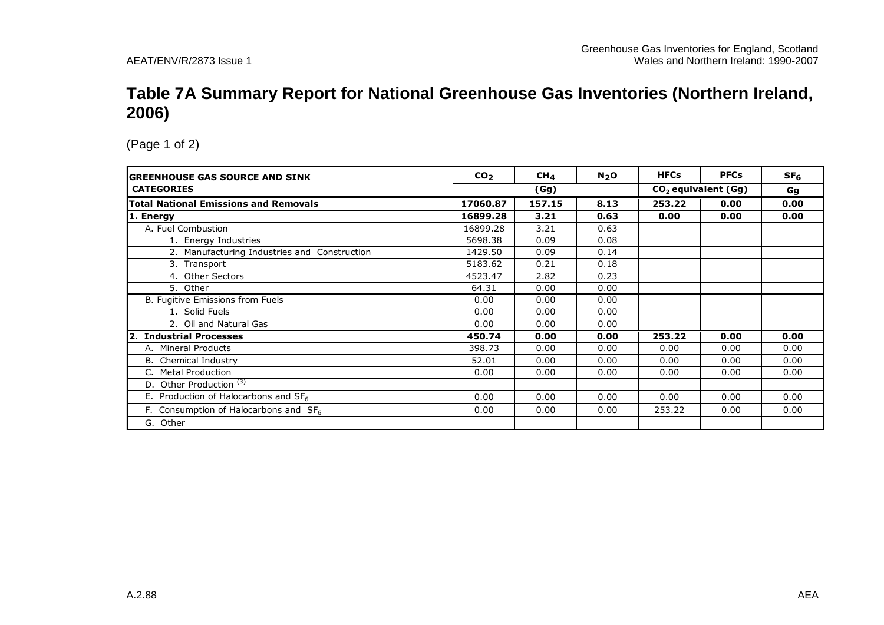# Table 7A Summary Report for National Greenhouse Gas Inventories (Northern Ireland, 2006)

(Page 1 of 2)

| GREENHOUSE GAS SOURCE AND SINK CATEGORIES | $CO_2$ | $CH_4$ | $N_2O$ | HFCs | PFCs | $SF_6$ |
|---|---|---|---|---|---|---|
| | (Gg) | | | $CO_2$ equivalent (Gg) | | Gg |
| **Total National Emissions and Removals** | **17060.87** | **157.15** | **8.13** | **253.22** | **0.00** | **0.00** |
| **1. Energy** | **16899.28** | **3.21** | **0.63** | **0.00** | **0.00** | **0.00** |
| A. Fuel Combustion | 16899.28 | 3.21 | 0.63 | | | |
| 1. Energy Industries | 5698.38 | 0.09 | 0.08 | | | |
| 2. Manufacturing Industries and Construction | 1429.50 | 0.09 | 0.14 | | | |
| 3. Transport | 5183.62 | 0.21 | 0.18 | | | |
| 4. Other Sectors | 4523.47 | 2.82 | 0.23 | | | |
| 5. Other | 64.31 | 0.00 | 0.00 | | | |
| B. Fugitive Emissions from Fuels | 0.00 | 0.00 | 0.00 | | | |
| 1. Solid Fuels | 0.00 | 0.00 | 0.00 | | | |
| 2. Oil and Natural Gas | 0.00 | 0.00 | 0.00 | | | |
| **2. Industrial Processes** | **450.74** | **0.00** | **0.00** | **253.22** | **0.00** | **0.00** |
| A. Mineral Products | 398.73 | 0.00 | 0.00 | 0.00 | 0.00 | 0.00 |
| B. Chemical Industry | 52.01 | 0.00 | 0.00 | 0.00 | 0.00 | 0.00 |
| C. Metal Production | 0.00 | 0.00 | 0.00 | 0.00 | 0.00 | 0.00 |
| D. Other Production [3] | | | | | | |
| E. Production of Halocarbons and $SF_6$ | 0.00 | 0.00 | 0.00 | 0.00 | 0.00 | 0.00 |
| F. Consumption of Halocarbons and $SF_6$ | 0.00 | 0.00 | 0.00 | 253.22 | 0.00 | 0.00 |
| G. Other | | | | | | |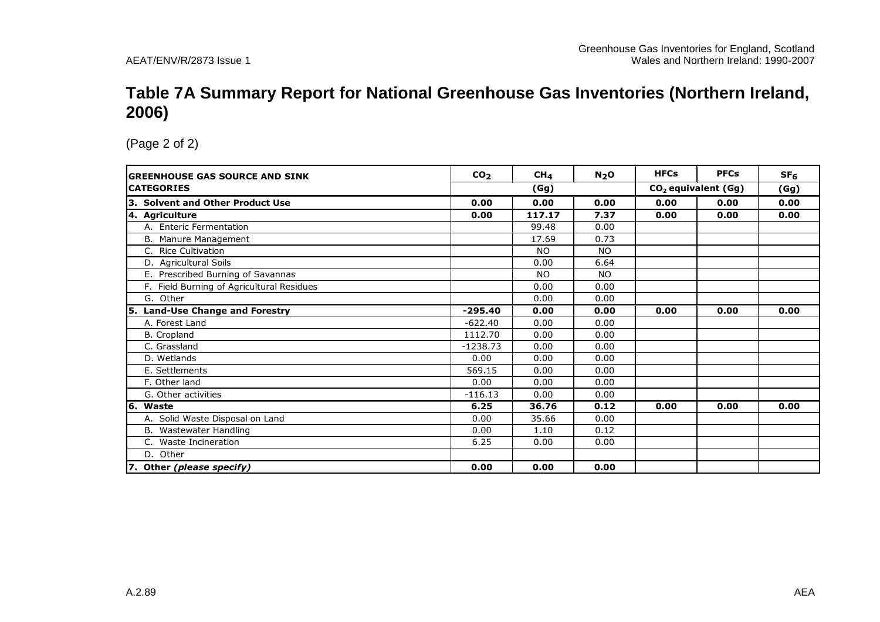# Table 7A Summary Report for National Greenhouse Gas Inventories (Northern Ireland, 2006)

(Page 2 of 2)

| GREENHOUSE GAS SOURCE AND SINK CATEGORIES | $CO_2$ | $CH_4$ | $N_2O$ | HFCs | PFCs | $SF_6$ |
|---|---|---|---|---|---|---|
| | (Gg) | | | $CO_2$ equivalent (Gg) | | (Gg) |
| **3. Solvent and Other Product Use** | **0.00** | **0.00** | **0.00** | **0.00** | **0.00** | **0.00** |
| **4. Agriculture** | **0.00** | **117.17** | **7.37** | **0.00** | **0.00** | **0.00** |
| A. Enteric Fermentation | | 99.48 | 0.00 | | | |
| B. Manure Management | | 17.69 | 0.73 | | | |
| C. Rice Cultivation | | NO | NO | | | |
| D. Agricultural Soils | | 0.00 | 6.64 | | | |
| E. Prescribed Burning of Savannas | | NO | NO | | | |
| F. Field Burning of Agricultural Residues | | 0.00 | 0.00 | | | |
| G. Other | | 0.00 | 0.00 | | | |
| **5. Land-Use Change and Forestry** | **-295.40** | **0.00** | **0.00** | **0.00** | **0.00** | **0.00** |
| A. Forest Land | -622.40 | 0.00 | 0.00 | | | |
| B. Cropland | 1112.70 | 0.00 | 0.00 | | | |
| C. Grassland | -1238.73 | 0.00 | 0.00 | | | |
| D. Wetlands | 0.00 | 0.00 | 0.00 | | | |
| E. Settlements | 569.15 | 0.00 | 0.00 | | | |
| F. Other land | 0.00 | 0.00 | 0.00 | | | |
| G. Other activities | -116.13 | 0.00 | 0.00 | | | |
| **6. Waste** | **6.25** | **36.76** | **0.12** | **0.00** | **0.00** | **0.00** |
| A. Solid Waste Disposal on Land | 0.00 | 35.66 | 0.00 | | | |
| B. Wastewater Handling | 0.00 | 1.10 | 0.12 | | | |
| C. Waste Incineration | 6.25 | 0.00 | 0.00 | | | |
| D. Other | | | | | | |
| **7. Other *(please specify)*** | **0.00** | **0.00** | **0.00** | | | |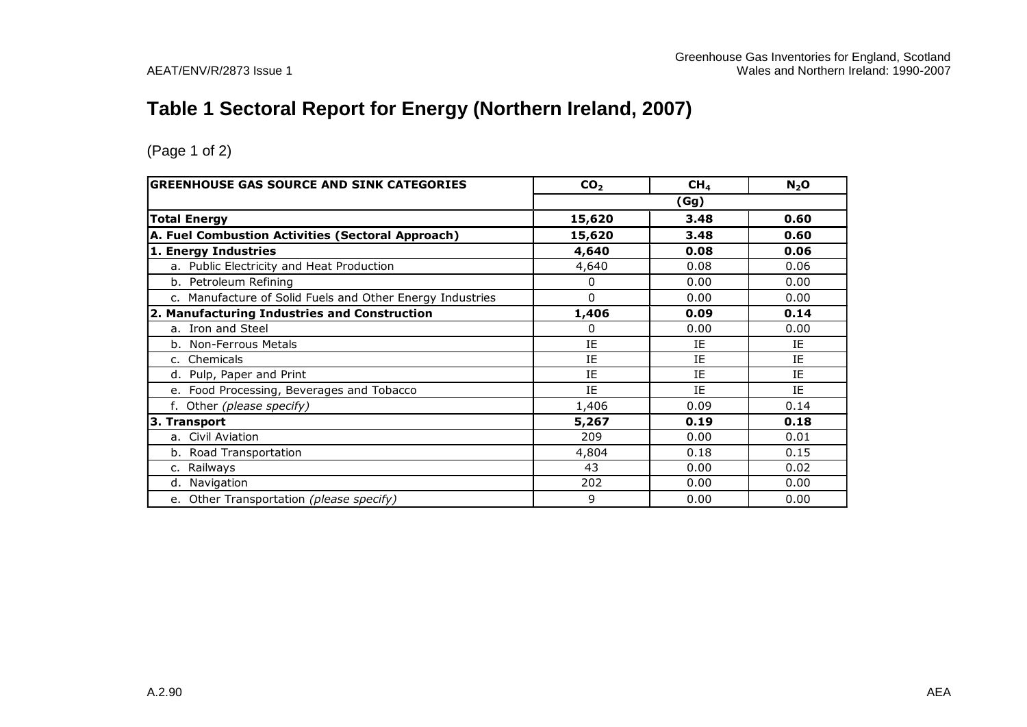# Table 1 Sectoral Report for Energy (Northern Ireland, 2007)

(Page 1 of 2)

| GREENHOUSE GAS SOURCE AND SINK CATEGORIES | $CO_2$ | $CH_4$ | $N_2O$ |
|---|---|---|---|
| | (Gg) | | |
| **Total Energy** | **15,620** | **3.48** | **0.60** |
| **A. Fuel Combustion Activities (Sectoral Approach)** | **15,620** | **3.48** | **0.60** |
| **1. Energy Industries** | **4,640** | **0.08** | **0.06** |
| a. Public Electricity and Heat Production | 4,640 | 0.08 | 0.06 |
| b. Petroleum Refining | 0 | 0.00 | 0.00 |
| c. Manufacture of Solid Fuels and Other Energy Industries | 0 | 0.00 | 0.00 |
| **2. Manufacturing Industries and Construction** | **1,406** | **0.09** | **0.14** |
| a. Iron and Steel | 0 | 0.00 | 0.00 |
| b. Non-Ferrous Metals | IE | IE | IE |
| c. Chemicals | IE | IE | IE |
| d. Pulp, Paper and Print | IE | IE | IE |
| e. Food Processing, Beverages and Tobacco | IE | IE | IE |
| f. Other *(please specify)* | 1,406 | 0.09 | 0.14 |
| **3. Transport** | **5,267** | **0.19** | **0.18** |
| a. Civil Aviation | 209 | 0.00 | 0.01 |
| b. Road Transportation | 4,804 | 0.18 | 0.15 |
| c. Railways | 43 | 0.00 | 0.02 |
| d. Navigation | 202 | 0.00 | 0.00 |
| e. Other Transportation *(please specify)* | 9 | 0.00 | 0.00 |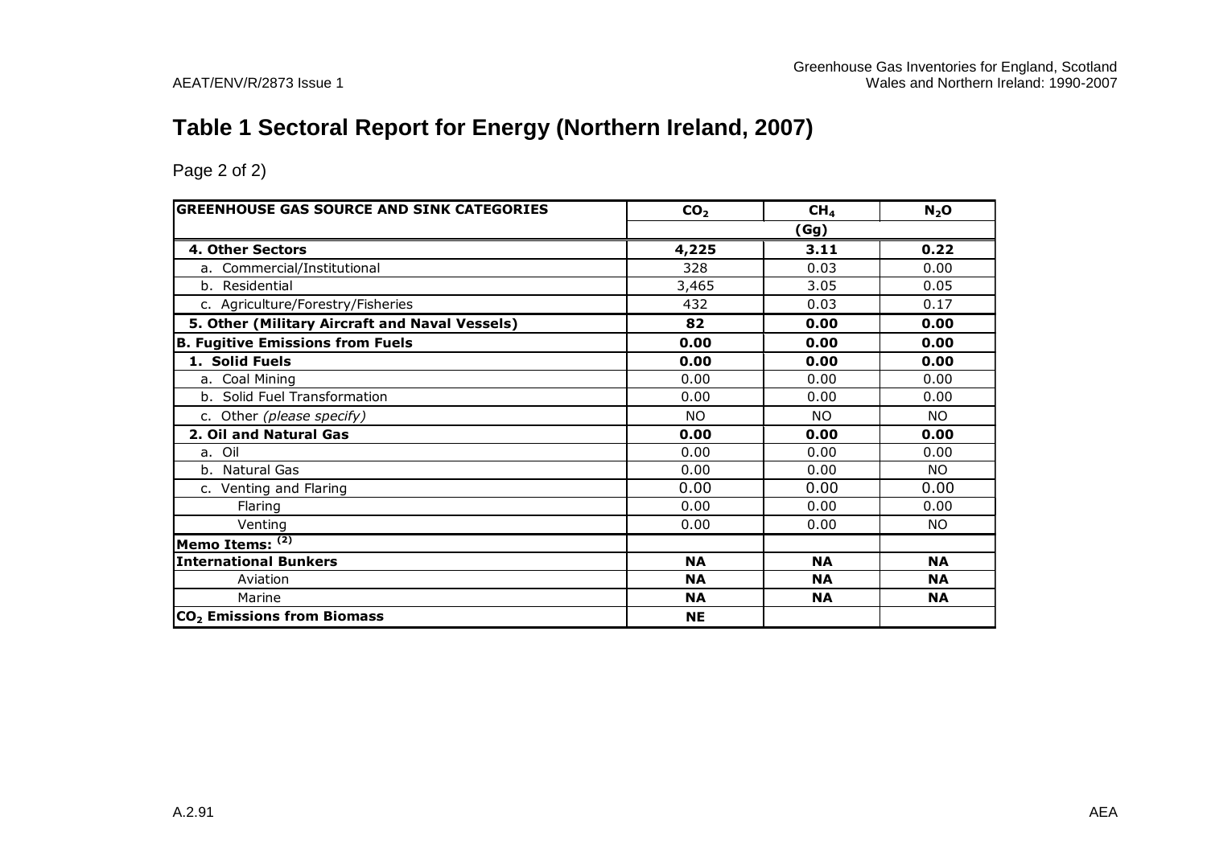# Table 1 Sectoral Report for Energy (Northern Ireland, 2007)

Page 2 of 2)

| GREENHOUSE GAS SOURCE AND SINK CATEGORIES | $CO_2$ | $CH_4$ | $N_2O$ |
|---|---|---|---|
| | (Gg) | | |
| **4. Other Sectors** | **4,225** | **3.11** | **0.22** |
| a. Commercial/Institutional | 328 | 0.03 | 0.00 |
| b. Residential | 3,465 | 3.05 | 0.05 |
| c. Agriculture/Forestry/Fisheries | 432 | 0.03 | 0.17 |
| **5. Other (Military Aircraft and Naval Vessels)** | **82** | **0.00** | **0.00** |
| **B. Fugitive Emissions from Fuels** | **0.00** | **0.00** | **0.00** |
| **1. Solid Fuels** | **0.00** | **0.00** | **0.00** |
| a. Coal Mining | 0.00 | 0.00 | 0.00 |
| b. Solid Fuel Transformation | 0.00 | 0.00 | 0.00 |
| c. Other *(please specify)* | NO | NO | NO |
| **2. Oil and Natural Gas** | **0.00** | **0.00** | **0.00** |
| a. Oil | 0.00 | 0.00 | 0.00 |
| b. Natural Gas | 0.00 | 0.00 | NO |
| c. Venting and Flaring | 0.00 | 0.00 | 0.00 |
| Flaring | 0.00 | 0.00 | 0.00 |
| Venting | 0.00 | 0.00 | NO |
| **Memo Items:** (2) | | | |
| **International Bunkers** | **NA** | **NA** | **NA** |
| Aviation | **NA** | **NA** | **NA** |
| Marine | **NA** | **NA** | **NA** |
| **$CO_2$ Emissions from Biomass** | **NE** | | |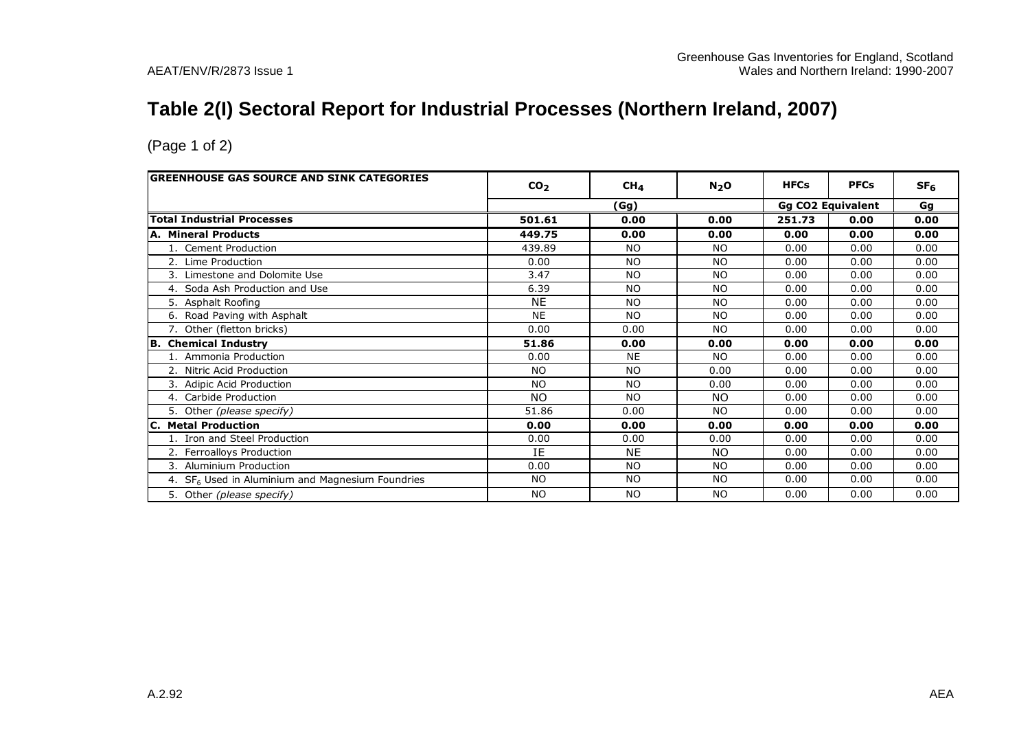# Table 2(I) Sectoral Report for Industrial Processes (Northern Ireland, 2007)

(Page 1 of 2)

| GREENHOUSE GAS SOURCE AND SINK CATEGORIES | $CO_2$ | $CH_4$ | $N_2O$ | HFCs | PFCs | $SF_6$ |
|---|---|---|---|---|---|---|
| | (Gg) | | | Gg CO2 Equivalent | | Gg |
| **Total Industrial Processes** | **501.61** | **0.00** | **0.00** | **251.73** | **0.00** | **0.00** |
| **A. Mineral Products** | **449.75** | **0.00** | **0.00** | **0.00** | **0.00** | **0.00** |
| 1. Cement Production | 439.89 | NO | NO | 0.00 | 0.00 | 0.00 |
| 2. Lime Production | 0.00 | NO | NO | 0.00 | 0.00 | 0.00 |
| 3. Limestone and Dolomite Use | 3.47 | NO | NO | 0.00 | 0.00 | 0.00 |
| 4. Soda Ash Production and Use | 6.39 | NO | NO | 0.00 | 0.00 | 0.00 |
| 5. Asphalt Roofing | NE | NO | NO | 0.00 | 0.00 | 0.00 |
| 6. Road Paving with Asphalt | NE | NO | NO | 0.00 | 0.00 | 0.00 |
| 7. Other (fletton bricks) | 0.00 | 0.00 | NO | 0.00 | 0.00 | 0.00 |
| **B. Chemical Industry** | **51.86** | **0.00** | **0.00** | **0.00** | **0.00** | **0.00** |
| 1. Ammonia Production | 0.00 | NE | NO | 0.00 | 0.00 | 0.00 |
| 2. Nitric Acid Production | NO | NO | 0.00 | 0.00 | 0.00 | 0.00 |
| 3. Adipic Acid Production | NO | NO | 0.00 | 0.00 | 0.00 | 0.00 |
| 4. Carbide Production | NO | NO | NO | 0.00 | 0.00 | 0.00 |
| 5. Other *(please specify)* | 51.86 | 0.00 | NO | 0.00 | 0.00 | 0.00 |
| **C. Metal Production** | **0.00** | **0.00** | **0.00** | **0.00** | **0.00** | **0.00** |
| 1. Iron and Steel Production | 0.00 | 0.00 | 0.00 | 0.00 | 0.00 | 0.00 |
| 2. Ferroalloys Production | IE | NE | NO | 0.00 | 0.00 | 0.00 |
| 3. Aluminium Production | 0.00 | NO | NO | 0.00 | 0.00 | 0.00 |
| 4. $SF_6$ Used in Aluminium and Magnesium Foundries | NO | NO | NO | 0.00 | 0.00 | 0.00 |
| 5. Other *(please specify)* | NO | NO | NO | 0.00 | 0.00 | 0.00 |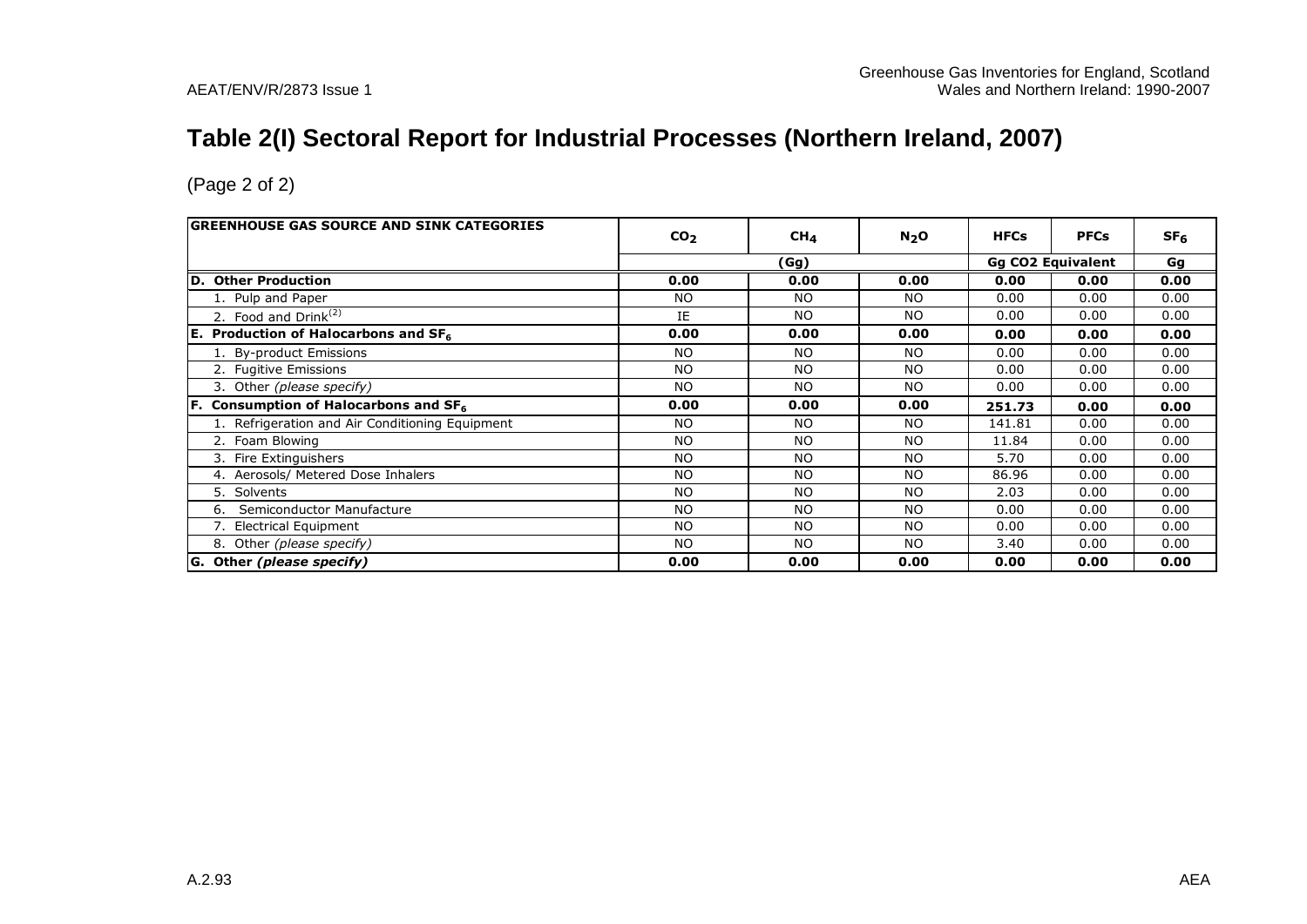# Table 2(I) Sectoral Report for Industrial Processes (Northern Ireland, 2007)

(Page 2 of 2)

| GREENHOUSE GAS SOURCE AND SINK CATEGORIES | $CO_2$ | $CH_4$ | $N_2O$ | HFCs | PFCs | $SF_6$ |
|---|---|---|---|---|---|---|
| | (Gg) | | | Gg CO2 Equivalent | | Gg |
| **D. Other Production** | **0.00** | **0.00** | **0.00** | **0.00** | **0.00** | **0.00** |
| 1. Pulp and Paper | NO | NO | NO | 0.00 | 0.00 | 0.00 |
| 2. Food and Drink[(2)] | IE | NO | NO | 0.00 | 0.00 | 0.00 |
| **E. Production of Halocarbons and $SF_6$** | **0.00** | **0.00** | **0.00** | **0.00** | **0.00** | **0.00** |
| 1. By-product Emissions | NO | NO | NO | 0.00 | 0.00 | 0.00 |
| 2. Fugitive Emissions | NO | NO | NO | 0.00 | 0.00 | 0.00 |
| 3. Other *(please specify)* | NO | NO | NO | 0.00 | 0.00 | 0.00 |
| **F. Consumption of Halocarbons and $SF_6$** | **0.00** | **0.00** | **0.00** | **251.73** | **0.00** | **0.00** |
| 1. Refrigeration and Air Conditioning Equipment | NO | NO | NO | 141.81 | 0.00 | 0.00 |
| 2. Foam Blowing | NO | NO | NO | 11.84 | 0.00 | 0.00 |
| 3. Fire Extinguishers | NO | NO | NO | 5.70 | 0.00 | 0.00 |
| 4. Aerosols/ Metered Dose Inhalers | NO | NO | NO | 86.96 | 0.00 | 0.00 |
| 5. Solvents | NO | NO | NO | 2.03 | 0.00 | 0.00 |
| 6. Semiconductor Manufacture | NO | NO | NO | 0.00 | 0.00 | 0.00 |
| 7. Electrical Equipment | NO | NO | NO | 0.00 | 0.00 | 0.00 |
| 8. Other *(please specify)* | NO | NO | NO | 3.40 | 0.00 | 0.00 |
| **G. Other *(please specify)*** | **0.00** | **0.00** | **0.00** | **0.00** | **0.00** | **0.00** |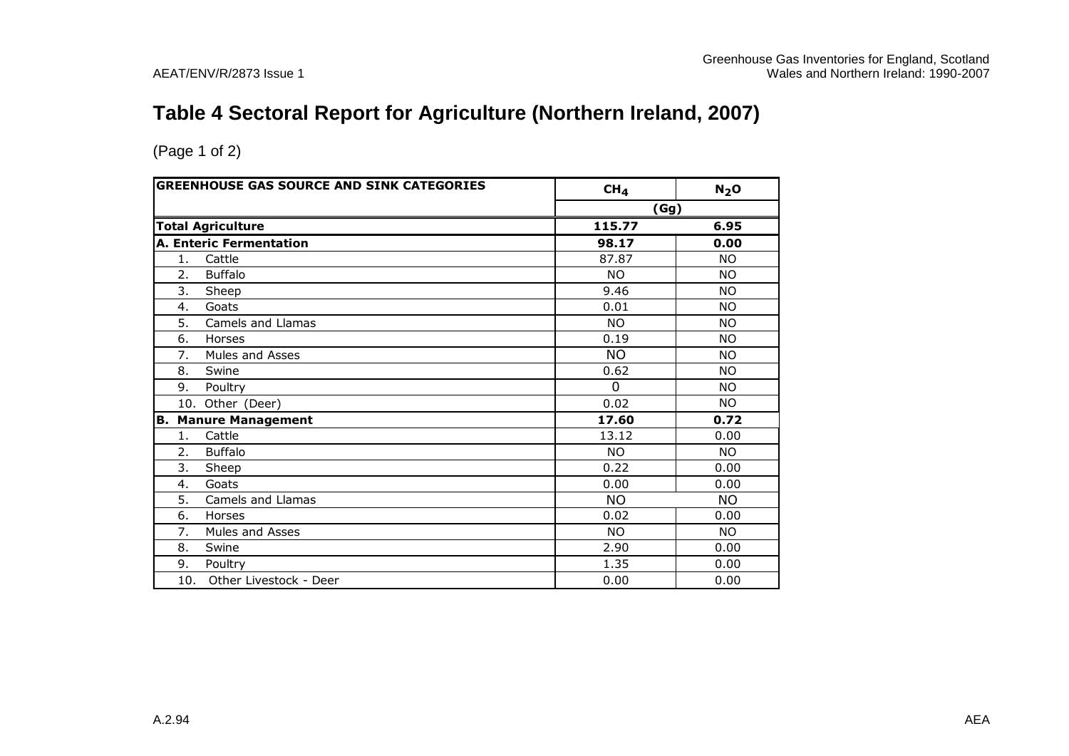# Table 4 Sectoral Report for Agriculture (Northern Ireland, 2007)

(Page 1 of 2)

| GREENHOUSE GAS SOURCE AND SINK CATEGORIES | $CH_4$ | $N_2O$ |
|---|---|---|
| | (Gg) | |
| **Total Agriculture** | **115.77** | **6.95** |
| **A. Enteric Fermentation** | **98.17** | **0.00** |
| 1. Cattle | 87.87 | NO |
| 2. Buffalo | NO | NO |
| 3. Sheep | 9.46 | NO |
| 4. Goats | 0.01 | NO |
| 5. Camels and Llamas | NO | NO |
| 6. Horses | 0.19 | NO |
| 7. Mules and Asses | NO | NO |
| 8. Swine | 0.62 | NO |
| 9. Poultry | 0 | NO |
| 10. Other (Deer) | 0.02 | NO |
| **B. Manure Management** | **17.60** | **0.72** |
| 1. Cattle | 13.12 | 0.00 |
| 2. Buffalo | NO | NO |
| 3. Sheep | 0.22 | 0.00 |
| 4. Goats | 0.00 | 0.00 |
| 5. Camels and Llamas | NO | NO |
| 6. Horses | 0.02 | 0.00 |
| 7. Mules and Asses | NO | NO |
| 8. Swine | 2.90 | 0.00 |
| 9. Poultry | 1.35 | 0.00 |
| 10. Other Livestock - Deer | 0.00 | 0.00 |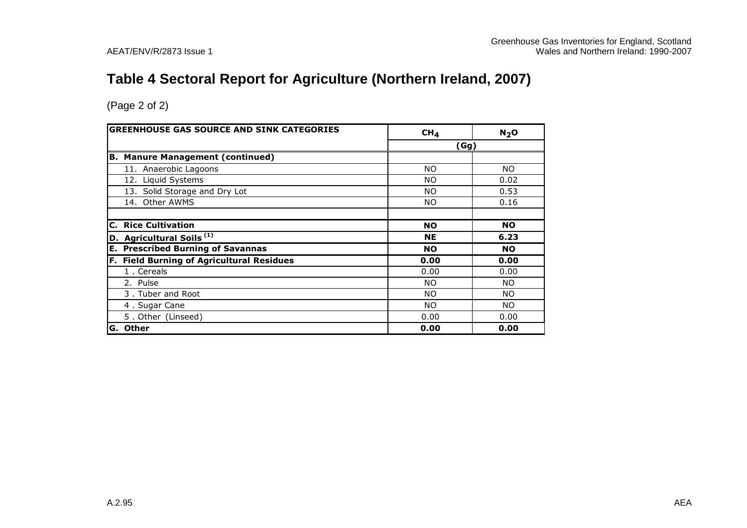# Table 4 Sectoral Report for Agriculture (Northern Ireland, 2007)

(Page 2 of 2)

| GREENHOUSE GAS SOURCE AND SINK CATEGORIES | $CH_4$ | $N_2O$ |
|---|---|---|
| | (Gg) | |
| **B. Manure Management (continued)** | | |
| 11. Anaerobic Lagoons | NO | NO |
| 12. Liquid Systems | NO | 0.02 |
| 13. Solid Storage and Dry Lot | NO | 0.53 |
| 14. Other AWMS | NO | 0.16 |
| | | |
| **C. Rice Cultivation** | **NO** | **NO** |
| **D. Agricultural Soils (1)** | **NE** | **6.23** |
| **E. Prescribed Burning of Savannas** | **NO** | **NO** |
| **F. Field Burning of Agricultural Residues** | **0.00** | **0.00** |
| 1 . Cereals | 0.00 | 0.00 |
| 2. Pulse | NO | NO |
| 3 . Tuber and Root | NO | NO |
| 4 . Sugar Cane | NO | NO |
| 5 . Other (Linseed) | 0.00 | 0.00 |
| **G. Other** | **0.00** | **0.00** |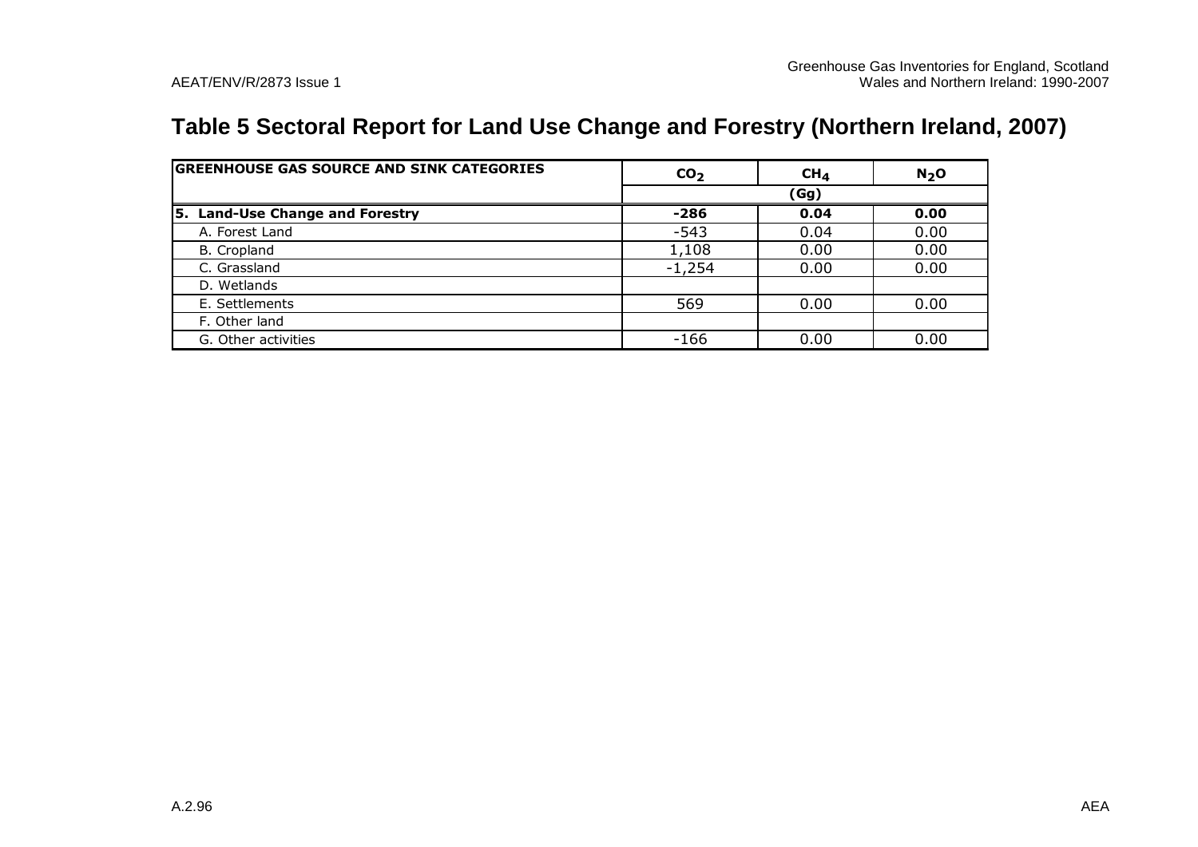# Table 5 Sectoral Report for Land Use Change and Forestry (Northern Ireland, 2007)

| GREENHOUSE GAS SOURCE AND SINK CATEGORIES | $CO_2$ | $CH_4$ | $N_2O$ |
|---|---|---|---|
| | (Gg) | | |
| **5. Land-Use Change and Forestry** | **-286** | **0.04** | **0.00** |
| A. Forest Land | -543 | 0.04 | 0.00 |
| B. Cropland | 1,108 | 0.00 | 0.00 |
| C. Grassland | -1,254 | 0.00 | 0.00 |
| D. Wetlands | | | |
| E. Settlements | 569 | 0.00 | 0.00 |
| F. Other land | | | |
| G. Other activities | -166 | 0.00 | 0.00 |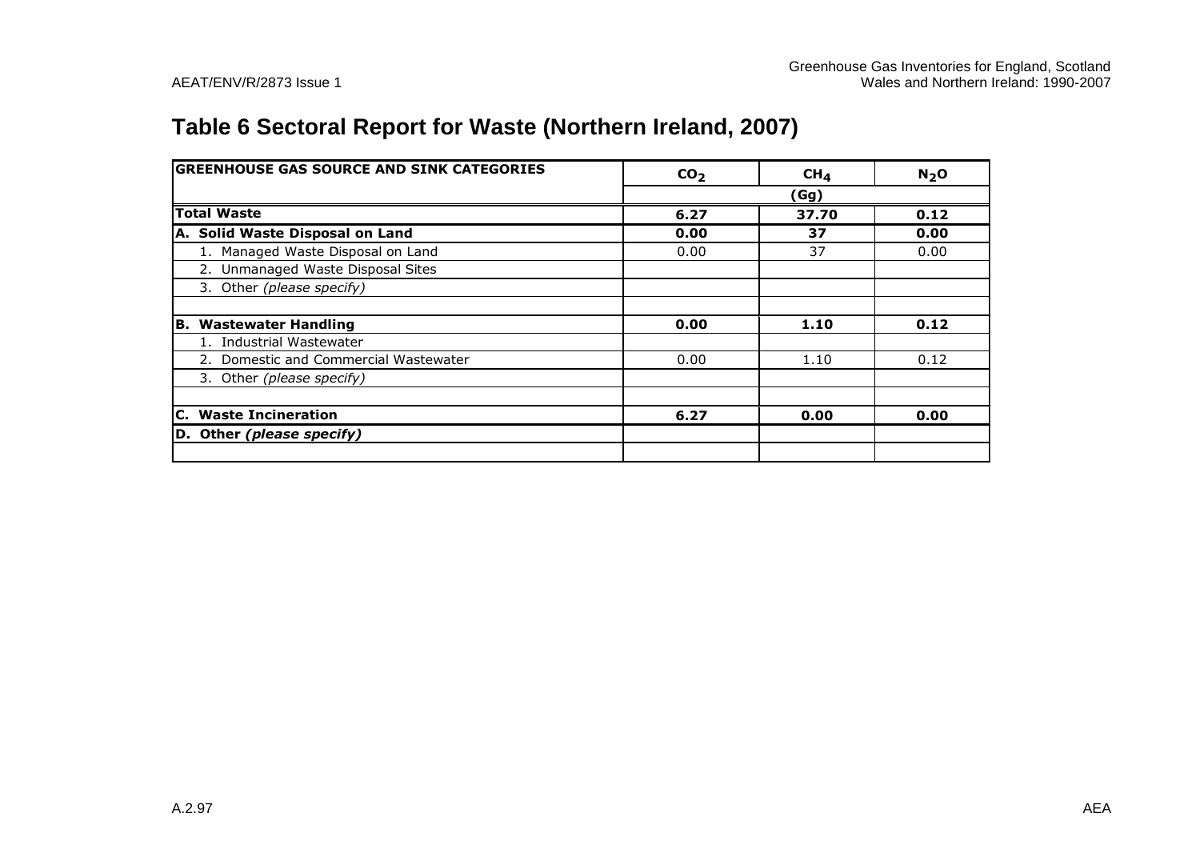# Table 6 Sectoral Report for Waste (Northern Ireland, 2007)

| GREENHOUSE GAS SOURCE AND SINK CATEGORIES | $CO_2$ | $CH_4$ | $N_2O$ |
|---|---|---|---|
| | (Gg) | | |
| **Total Waste** | **6.27** | **37.70** | **0.12** |
| **A. Solid Waste Disposal on Land** | **0.00** | **37** | **0.00** |
| 1. Managed Waste Disposal on Land | 0.00 | 37 | 0.00 |
| 2. Unmanaged Waste Disposal Sites | | | |
| 3. Other *(please specify)* | | | |
| | | | |
| **B. Wastewater Handling** | **0.00** | **1.10** | **0.12** |
| 1. Industrial Wastewater | | | |
| 2. Domestic and Commercial Wastewater | 0.00 | 1.10 | 0.12 |
| 3. Other *(please specify)* | | | |
| | | | |
| **C. Waste Incineration** | **6.27** | **0.00** | **0.00** |
| **D. Other *(please specify)*** | | | |
| | | | |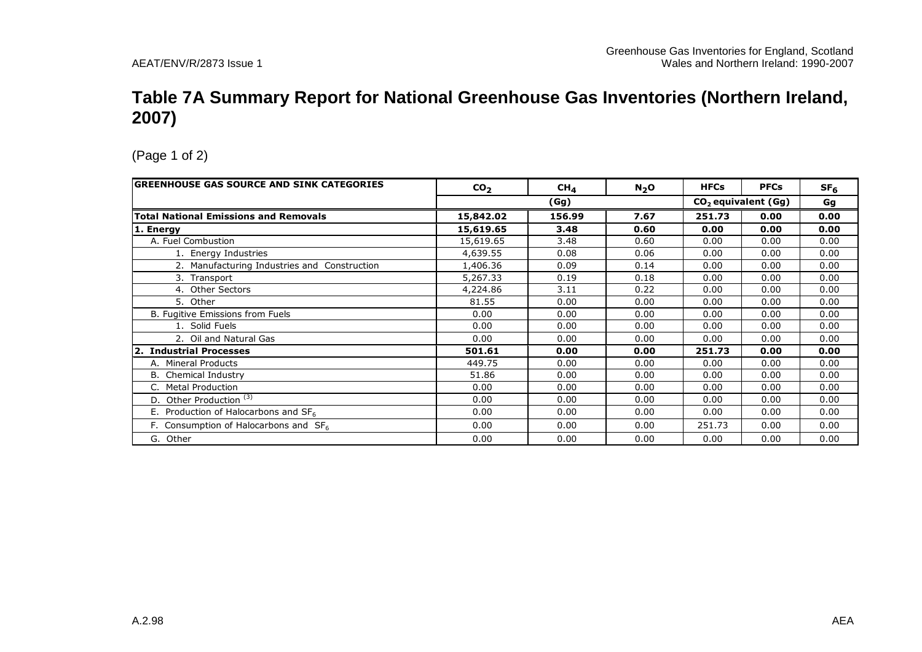# Table 7A Summary Report for National Greenhouse Gas Inventories (Northern Ireland, 2007)

(Page 1 of 2)

| GREENHOUSE GAS SOURCE AND SINK CATEGORIES | $CO_2$ | $CH_4$ | $N_2O$ | HFCs | PFCs | $SF_6$ |
|---|---|---|---|---|---|---|
| | (Gg) | | | $CO_2$ equivalent (Gg) | | Gg |
| **Total National Emissions and Removals** | **15,842.02** | **156.99** | **7.67** | **251.73** | **0.00** | **0.00** |
| **1. Energy** | **15,619.65** | **3.48** | **0.60** | **0.00** | **0.00** | **0.00** |
| A. Fuel Combustion | 15,619.65 | 3.48 | 0.60 | 0.00 | 0.00 | 0.00 |
| 1. Energy Industries | 4,639.55 | 0.08 | 0.06 | 0.00 | 0.00 | 0.00 |
| 2. Manufacturing Industries and Construction | 1,406.36 | 0.09 | 0.14 | 0.00 | 0.00 | 0.00 |
| 3. Transport | 5,267.33 | 0.19 | 0.18 | 0.00 | 0.00 | 0.00 |
| 4. Other Sectors | 4,224.86 | 3.11 | 0.22 | 0.00 | 0.00 | 0.00 |
| 5. Other | 81.55 | 0.00 | 0.00 | 0.00 | 0.00 | 0.00 |
| B. Fugitive Emissions from Fuels | 0.00 | 0.00 | 0.00 | 0.00 | 0.00 | 0.00 |
| 1. Solid Fuels | 0.00 | 0.00 | 0.00 | 0.00 | 0.00 | 0.00 |
| 2. Oil and Natural Gas | 0.00 | 0.00 | 0.00 | 0.00 | 0.00 | 0.00 |
| **2. Industrial Processes** | **501.61** | **0.00** | **0.00** | **251.73** | **0.00** | **0.00** |
| A. Mineral Products | 449.75 | 0.00 | 0.00 | 0.00 | 0.00 | 0.00 |
| B. Chemical Industry | 51.86 | 0.00 | 0.00 | 0.00 | 0.00 | 0.00 |
| C. Metal Production | 0.00 | 0.00 | 0.00 | 0.00 | 0.00 | 0.00 |
| D. Other Production [(3)] | 0.00 | 0.00 | 0.00 | 0.00 | 0.00 | 0.00 |
| E. Production of Halocarbons and $SF_6$ | 0.00 | 0.00 | 0.00 | 0.00 | 0.00 | 0.00 |
| F. Consumption of Halocarbons and $SF_6$ | 0.00 | 0.00 | 0.00 | 251.73 | 0.00 | 0.00 |
| G. Other | 0.00 | 0.00 | 0.00 | 0.00 | 0.00 | 0.00 |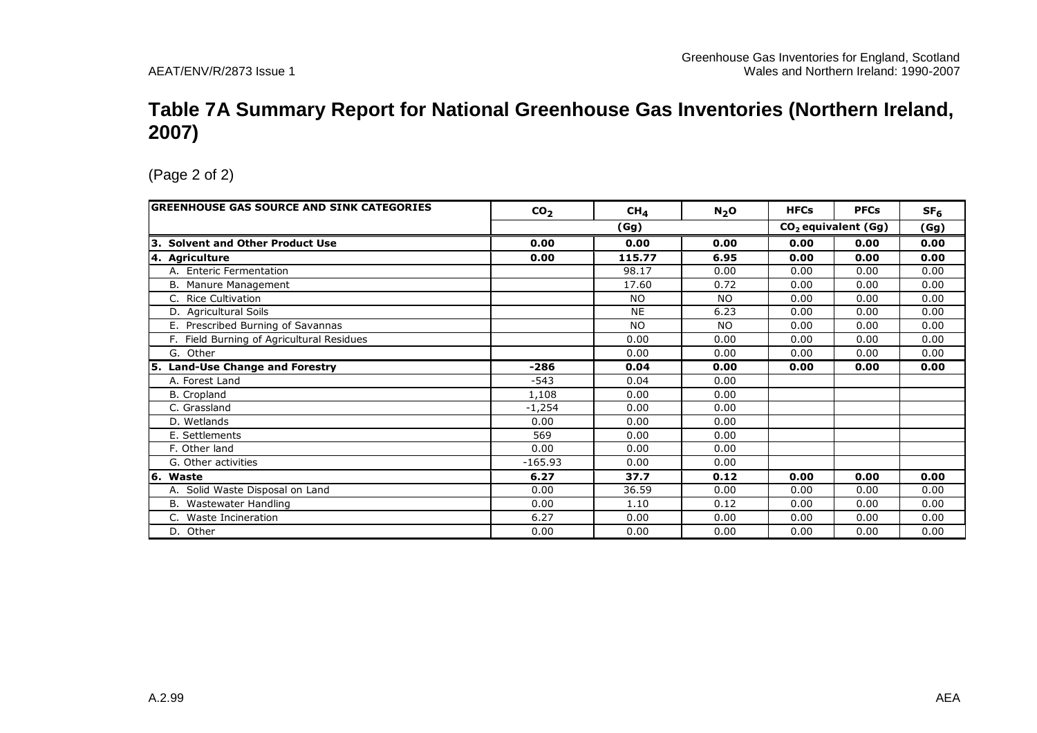# Table 7A Summary Report for National Greenhouse Gas Inventories (Northern Ireland, 2007)

(Page 2 of 2)

| GREENHOUSE GAS SOURCE AND SINK CATEGORIES | $CO_2$ | $CH_4$ | $N_2O$ | HFCs | PFCs | $SF_6$ |
|---|---|---|---|---|---|---|
| | (Gg) | | | $CO_2$ equivalent (Gg) | | (Gg) |
| **3. Solvent and Other Product Use** | **0.00** | **0.00** | **0.00** | **0.00** | **0.00** | **0.00** |
| **4. Agriculture** | **0.00** | **115.77** | **6.95** | **0.00** | **0.00** | **0.00** |
| A. Enteric Fermentation | | 98.17 | 0.00 | 0.00 | 0.00 | 0.00 |
| B. Manure Management | | 17.60 | 0.72 | 0.00 | 0.00 | 0.00 |
| C. Rice Cultivation | | NO | NO | 0.00 | 0.00 | 0.00 |
| D. Agricultural Soils | | NE | 6.23 | 0.00 | 0.00 | 0.00 |
| E. Prescribed Burning of Savannas | | NO | NO | 0.00 | 0.00 | 0.00 |
| F. Field Burning of Agricultural Residues | | 0.00 | 0.00 | 0.00 | 0.00 | 0.00 |
| G. Other | | 0.00 | 0.00 | 0.00 | 0.00 | 0.00 |
| **5. Land-Use Change and Forestry** | **-286** | **0.04** | **0.00** | **0.00** | **0.00** | **0.00** |
| A. Forest Land | -543 | 0.04 | 0.00 | | | |
| B. Cropland | 1,108 | 0.00 | 0.00 | | | |
| C. Grassland | -1,254 | 0.00 | 0.00 | | | |
| D. Wetlands | 0.00 | 0.00 | 0.00 | | | |
| E. Settlements | 569 | 0.00 | 0.00 | | | |
| F. Other land | 0.00 | 0.00 | 0.00 | | | |
| G. Other activities | -165.93 | 0.00 | 0.00 | | | |
| **6. Waste** | **6.27** | **37.7** | **0.12** | **0.00** | **0.00** | **0.00** |
| A. Solid Waste Disposal on Land | 0.00 | 36.59 | 0.00 | 0.00 | 0.00 | 0.00 |
| B. Wastewater Handling | 0.00 | 1.10 | 0.12 | 0.00 | 0.00 | 0.00 |
| C. Waste Incineration | 6.27 | 0.00 | 0.00 | 0.00 | 0.00 | 0.00 |
| D. Other | 0.00 | 0.00 | 0.00 | 0.00 | 0.00 | 0.00 |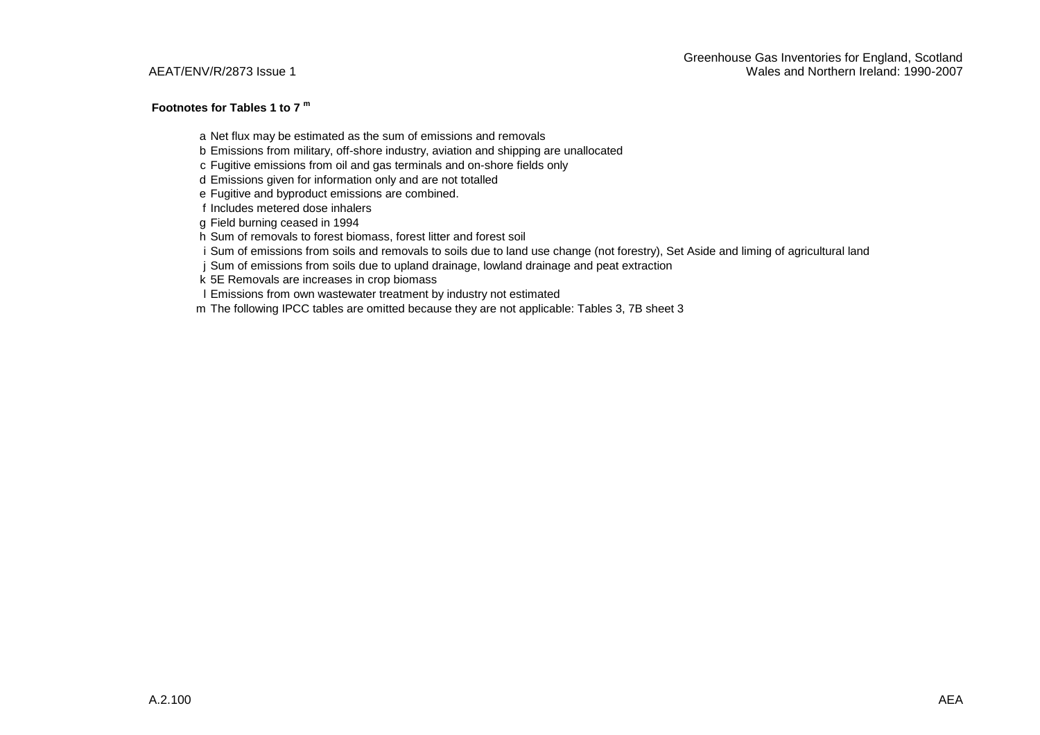**Footnotes for Tables 1 to 7 [m]**

- a Net flux may be estimated as the sum of emissions and removals
- b Emissions from military, off-shore industry, aviation and shipping are unallocated
- c Fugitive emissions from oil and gas terminals and on-shore fields only
- d Emissions given for information only and are not totalled
- e Fugitive and byproduct emissions are combined.
- f Includes metered dose inhalers
- g Field burning ceased in 1994
- h Sum of removals to forest biomass, forest litter and forest soil
- i Sum of emissions from soils and removals to soils due to land use change (not forestry), Set Aside and liming of agricultural land
- j Sum of emissions from soils due to upland drainage, lowland drainage and peat extraction
- k 5E Removals are increases in crop biomass
- l Emissions from own wastewater treatment by industry not estimated
- m The following IPCC tables are omitted because they are not applicable: Tables 3, 7B sheet 3